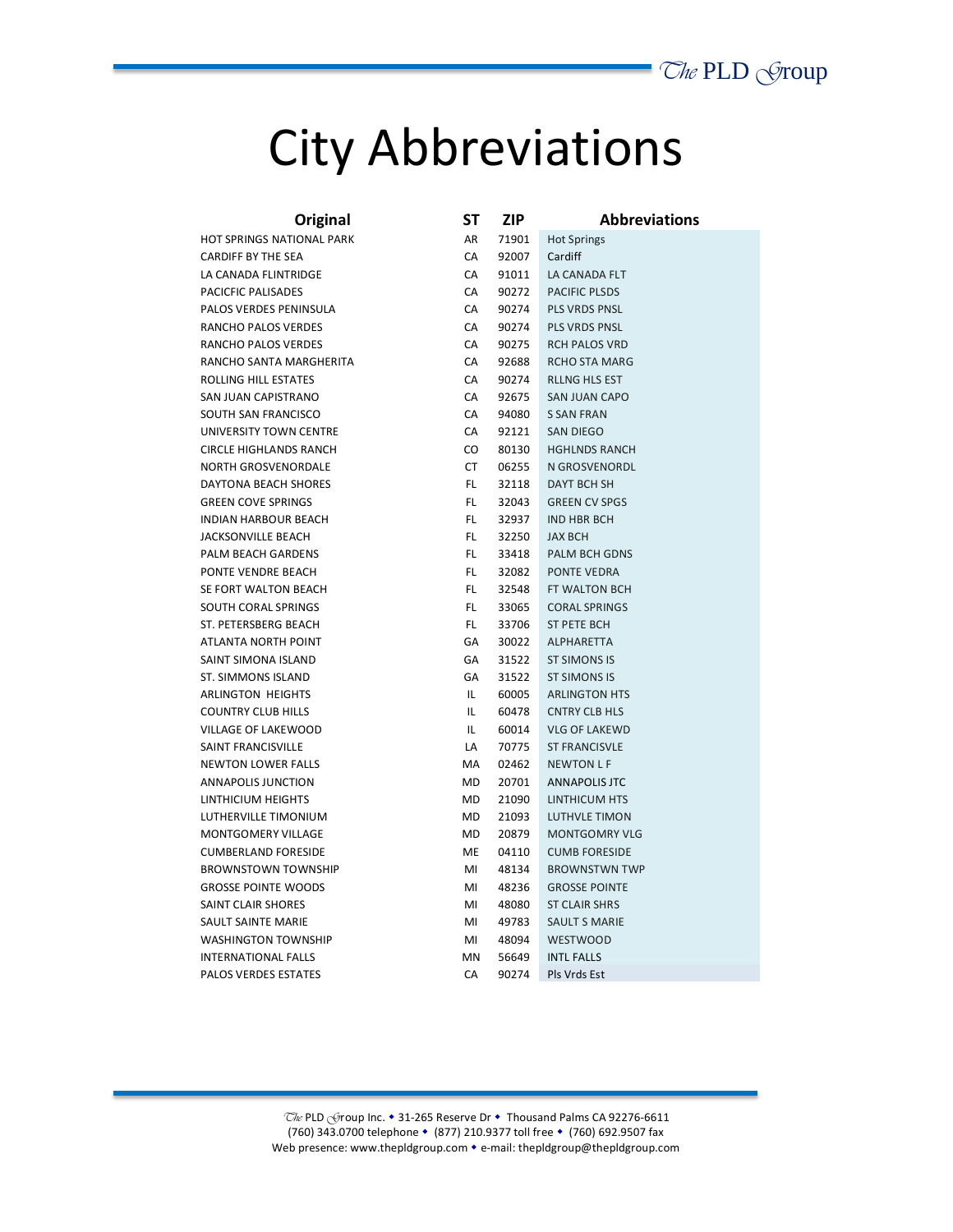# City Abbreviations

| Original | ST | ZIP | Abbreviations |
|---|---|---|---|
| HOT SPRINGS NATIONAL PARK | AR | 71901 | Hot Springs |
| CARDIFF BY THE SEA | CA | 92007 | Cardiff |
| LA CANADA FLINTRIDGE | CA | 91011 | LA CANADA FLT |
| PACICFIC PALISADES | CA | 90272 | PACIFIC PLSDS |
| PALOS VERDES PENINSULA | CA | 90274 | PLS VRDS PNSL |
| RANCHO PALOS VERDES | CA | 90274 | PLS VRDS PNSL |
| RANCHO PALOS VERDES | CA | 90275 | RCH PALOS VRD |
| RANCHO SANTA MARGHERITA | CA | 92688 | RCHO STA MARG |
| ROLLING HILL ESTATES | CA | 90274 | RLLNG HLS EST |
| SAN JUAN CAPISTRANO | CA | 92675 | SAN JUAN CAPO |
| SOUTH SAN FRANCISCO | CA | 94080 | S SAN FRAN |
| UNIVERSITY TOWN CENTRE | CA | 92121 | SAN DIEGO |
| CIRCLE HIGHLANDS RANCH | CO | 80130 | HGHLNDS RANCH |
| NORTH GROSVENORDALE | CT | 06255 | N GROSVENORDL |
| DAYTONA BEACH SHORES | FL | 32118 | DAYT BCH SH |
| GREEN COVE SPRINGS | FL | 32043 | GREEN CV SPGS |
| INDIAN HARBOUR BEACH | FL | 32937 | IND HBR BCH |
| JACKSONVILLE BEACH | FL | 32250 | JAX BCH |
| PALM BEACH GARDENS | FL | 33418 | PALM BCH GDNS |
| PONTE VENDRE BEACH | FL | 32082 | PONTE VEDRA |
| SE FORT WALTON BEACH | FL | 32548 | FT WALTON BCH |
| SOUTH CORAL SPRINGS | FL | 33065 | CORAL SPRINGS |
| ST. PETERSBERG BEACH | FL | 33706 | ST PETE BCH |
| ATLANTA NORTH POINT | GA | 30022 | ALPHARETTA |
| SAINT SIMONA ISLAND | GA | 31522 | ST SIMONS IS |
| ST. SIMMONS ISLAND | GA | 31522 | ST SIMONS IS |
| ARLINGTON  HEIGHTS | IL | 60005 | ARLINGTON HTS |
| COUNTRY CLUB HILLS | IL | 60478 | CNTRY CLB HLS |
| VILLAGE OF LAKEWOOD | IL | 60014 | VLG OF LAKEWD |
| SAINT FRANCISVILLE | LA | 70775 | ST FRANCISVLE |
| NEWTON LOWER FALLS | MA | 02462 | NEWTON L F |
| ANNAPOLIS JUNCTION | MD | 20701 | ANNAPOLIS JTC |
| LINTHICUM HEIGHTS | MD | 21090 | LINTHICUM HTS |
| LUTHERVILLE TIMONIUM | MD | 21093 | LUTHVLE TIMON |
| MONTGOMERY VILLAGE | MD | 20879 | MONTGOMRY VLG |
| CUMBERLAND FORESIDE | ME | 04110 | CUMB FORESIDE |
| BROWNSTOWN TOWNSHIP | MI | 48134 | BROWNSTWN TWP |
| GROSSE POINTE WOODS | MI | 48236 | GROSSE POINTE |
| SAINT CLAIR SHORES | MI | 48080 | ST CLAIR SHRS |
| SAULT SAINTE MARIE | MI | 49783 | SAULT S MARIE |
| WASHINGTON TOWNSHIP | MI | 48094 | WESTWOOD |
| INTERNATIONAL FALLS | MN | 56649 | INTL FALLS |
| PALOS VERDES ESTATES | CA | 90274 | Pls Vrds Est |

The PLD Group Inc. • 31-265 Reserve Dr • Thousand Palms CA 92276-6611
(760) 343.0700 telephone • (877) 210.9377 toll free • (760) 692.9507 fax
Web presence: www.thepldgroup.com • e-mail: thepldgroup@thepldgroup.com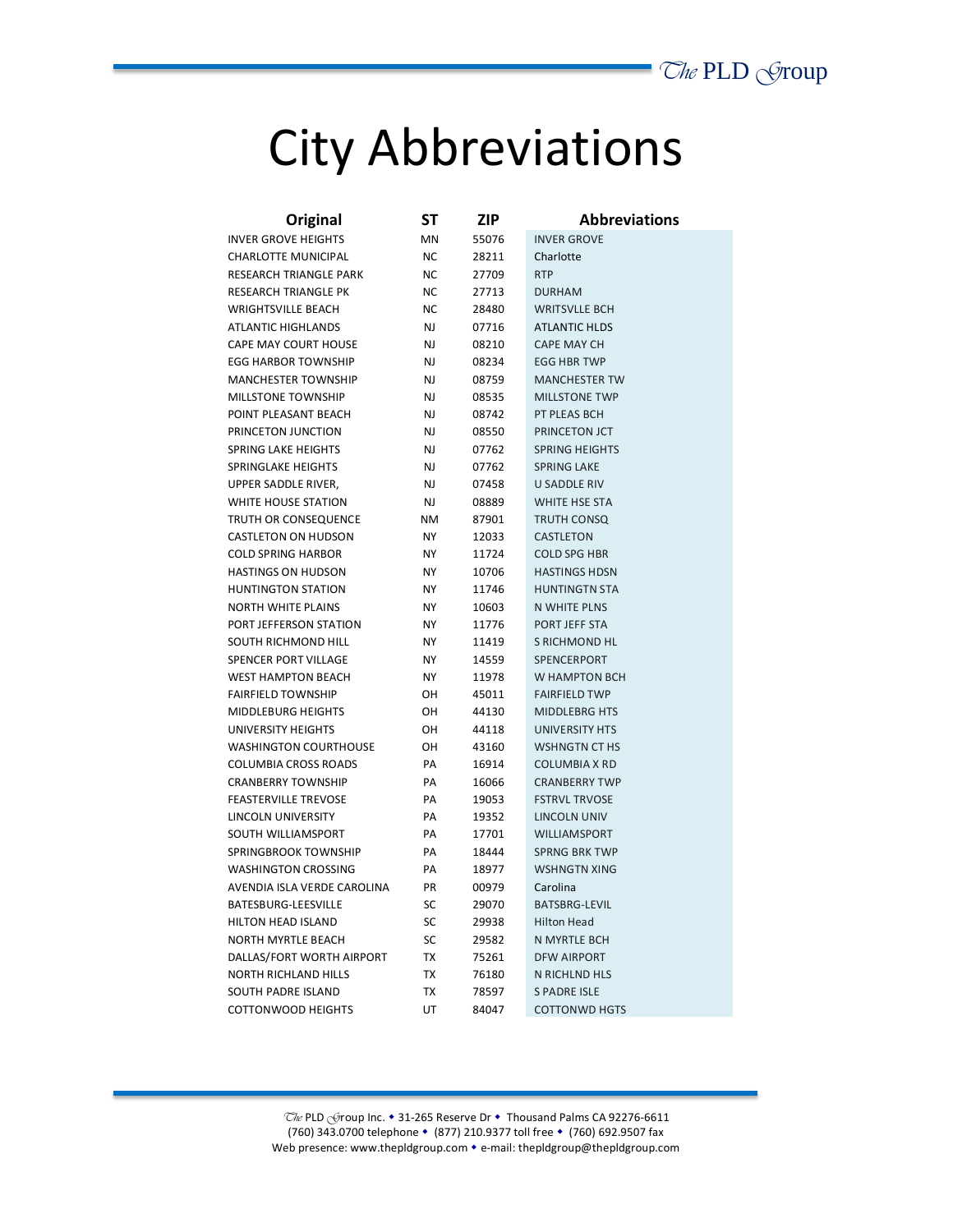# City Abbreviations

| Original | ST | ZIP | Abbreviations |
|---|---|---|---|
| INVER GROVE HEIGHTS | MN | 55076 | INVER GROVE |
| CHARLOTTE MUNICIPAL | NC | 28211 | Charlotte |
| RESEARCH TRIANGLE PARK | NC | 27709 | RTP |
| RESEARCH TRIANGLE PK | NC | 27713 | DURHAM |
| WRIGHTSVILLE BEACH | NC | 28480 | WRITSVLLE BCH |
| ATLANTIC HIGHLANDS | NJ | 07716 | ATLANTIC HLDS |
| CAPE MAY COURT HOUSE | NJ | 08210 | CAPE MAY CH |
| EGG HARBOR TOWNSHIP | NJ | 08234 | EGG HBR TWP |
| MANCHESTER TOWNSHIP | NJ | 08759 | MANCHESTER TW |
| MILLSTONE TOWNSHIP | NJ | 08535 | MILLSTONE TWP |
| POINT PLEASANT BEACH | NJ | 08742 | PT PLEAS BCH |
| PRINCETON JUNCTION | NJ | 08550 | PRINCETON JCT |
| SPRING LAKE HEIGHTS | NJ | 07762 | SPRING HEIGHTS |
| SPRINGLAKE HEIGHTS | NJ | 07762 | SPRING LAKE |
| UPPER SADDLE RIVER, | NJ | 07458 | U SADDLE RIV |
| WHITE HOUSE STATION | NJ | 08889 | WHITE HSE STA |
| TRUTH OR CONSEQUENCE | NM | 87901 | TRUTH CONSQ |
| CASTLETON ON HUDSON | NY | 12033 | CASTLETON |
| COLD SPRING HARBOR | NY | 11724 | COLD SPG HBR |
| HASTINGS ON HUDSON | NY | 10706 | HASTINGS HDSN |
| HUNTINGTON STATION | NY | 11746 | HUNTINGTN STA |
| NORTH WHITE PLAINS | NY | 10603 | N WHITE PLNS |
| PORT JEFFERSON STATION | NY | 11776 | PORT JEFF STA |
| SOUTH RICHMOND HILL | NY | 11419 | S RICHMOND HL |
| SPENCER PORT VILLAGE | NY | 14559 | SPENCERPORT |
| WEST HAMPTON BEACH | NY | 11978 | W HAMPTON BCH |
| FAIRFIELD TOWNSHIP | OH | 45011 | FAIRFIELD TWP |
| MIDDLEBURG HEIGHTS | OH | 44130 | MIDDLEBRG HTS |
| UNIVERSITY HEIGHTS | OH | 44118 | UNIVERSITY HTS |
| WASHINGTON COURTHOUSE | OH | 43160 | WSHNGTN CT HS |
| COLUMBIA CROSS ROADS | PA | 16914 | COLUMBIA X RD |
| CRANBERRY TOWNSHIP | PA | 16066 | CRANBERRY TWP |
| FEASTERVILLE TREVOSE | PA | 19053 | FSTRVL TRVOSE |
| LINCOLN UNIVERSITY | PA | 19352 | LINCOLN UNIV |
| SOUTH WILLIAMSPORT | PA | 17701 | WILLIAMSPORT |
| SPRINGBROOK TOWNSHIP | PA | 18444 | SPRNG BRK TWP |
| WASHINGTON CROSSING | PA | 18977 | WSHNGTN XING |
| AVENDIA ISLA VERDE CAROLINA | PR | 00979 | Carolina |
| BATESBURG-LEESVILLE | SC | 29070 | BATSBRG-LEVIL |
| HILTON HEAD ISLAND | SC | 29938 | Hilton Head |
| NORTH MYRTLE BEACH | SC | 29582 | N MYRTLE BCH |
| DALLAS/FORT WORTH AIRPORT | TX | 75261 | DFW AIRPORT |
| NORTH RICHLAND HILLS | TX | 76180 | N RICHLND HLS |
| SOUTH PADRE ISLAND | TX | 78597 | S PADRE ISLE |
| COTTONWOOD HEIGHTS | UT | 84047 | COTTONWD HGTS |